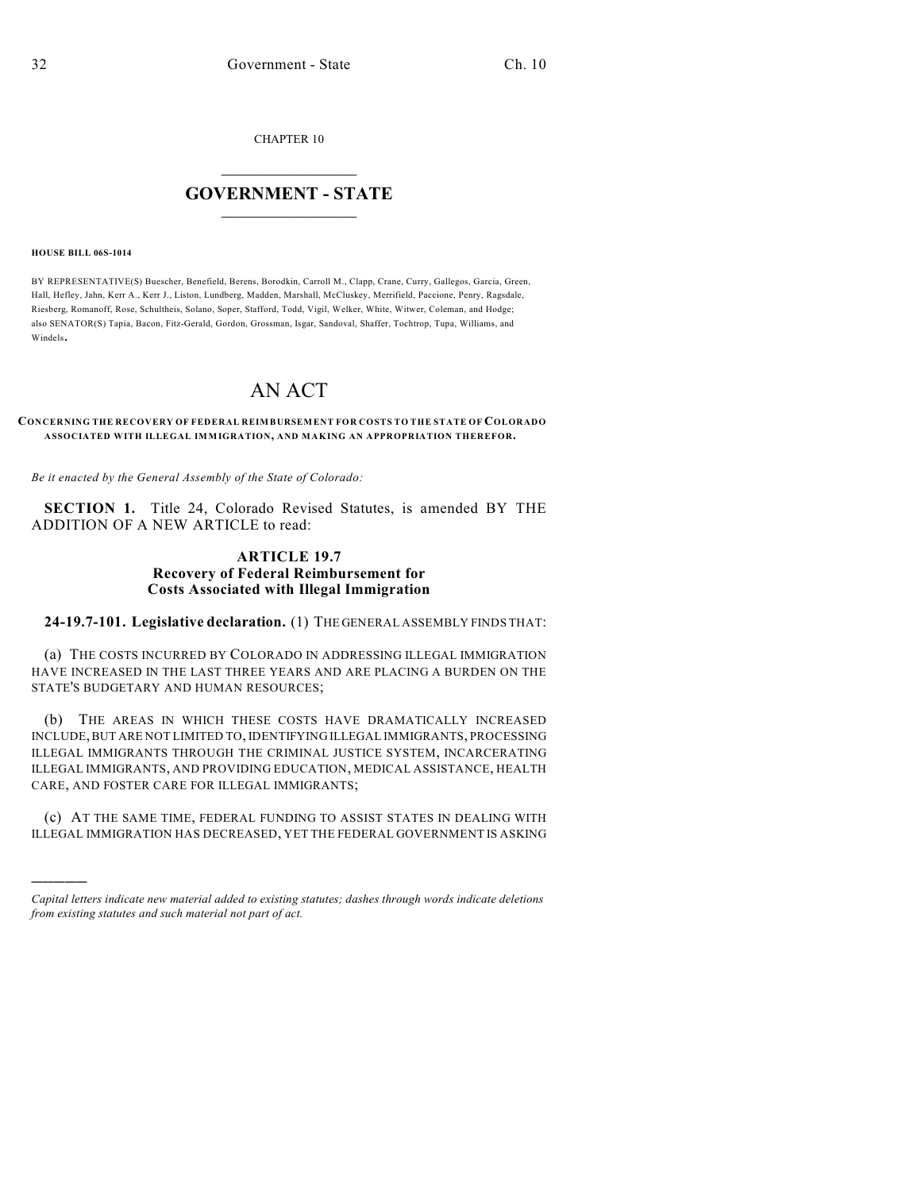CHAPTER 10

# GOVERNMENT - STATE

**HOUSE BILL 06S-1014**

BY REPRESENTATIVE(S) Buescher, Benefield, Berens, Borodkin, Carroll M., Clapp, Crane, Curry, Gallegos, Garcia, Green, Hall, Hefley, Jahn, Kerr A., Kerr J., Liston, Lundberg, Madden, Marshall, McCluskey, Merrifield, Paccione, Penry, Ragsdale, Riesberg, Romanoff, Rose, Schultheis, Solano, Soper, Stafford, Todd, Vigil, Welker, White, Witwer, Coleman, and Hodge; also SENATOR(S) Tapia, Bacon, Fitz-Gerald, Gordon, Grossman, Isgar, Sandoval, Shaffer, Tochtrop, Tupa, Williams, and Windels.

# AN ACT

**CONCERNING THE RECOVERY OF FEDERAL REIMBURSEMENT FOR COSTS TO THE STATE OF COLORADO ASSOCIATED WITH ILLEGAL IMMIGRATION, AND MAKING AN APPROPRIATION THEREFOR.**

*Be it enacted by the General Assembly of the State of Colorado:*

**SECTION 1.** Title 24, Colorado Revised Statutes, is amended BY THE ADDITION OF A NEW ARTICLE to read:

### ARTICLE 19.7
### Recovery of Federal Reimbursement for Costs Associated with Illegal Immigration

**24-19.7-101. Legislative declaration.** (1) THE GENERAL ASSEMBLY FINDS THAT:

(a) THE COSTS INCURRED BY COLORADO IN ADDRESSING ILLEGAL IMMIGRATION HAVE INCREASED IN THE LAST THREE YEARS AND ARE PLACING A BURDEN ON THE STATE'S BUDGETARY AND HUMAN RESOURCES;

(b) THE AREAS IN WHICH THESE COSTS HAVE DRAMATICALLY INCREASED INCLUDE, BUT ARE NOT LIMITED TO, IDENTIFYING ILLEGAL IMMIGRANTS, PROCESSING ILLEGAL IMMIGRANTS THROUGH THE CRIMINAL JUSTICE SYSTEM, INCARCERATING ILLEGAL IMMIGRANTS, AND PROVIDING EDUCATION, MEDICAL ASSISTANCE, HEALTH CARE, AND FOSTER CARE FOR ILLEGAL IMMIGRANTS;

(c) AT THE SAME TIME, FEDERAL FUNDING TO ASSIST STATES IN DEALING WITH ILLEGAL IMMIGRATION HAS DECREASED, YET THE FEDERAL GOVERNMENT IS ASKING

*Capital letters indicate new material added to existing statutes; dashes through words indicate deletions from existing statutes and such material not part of act.*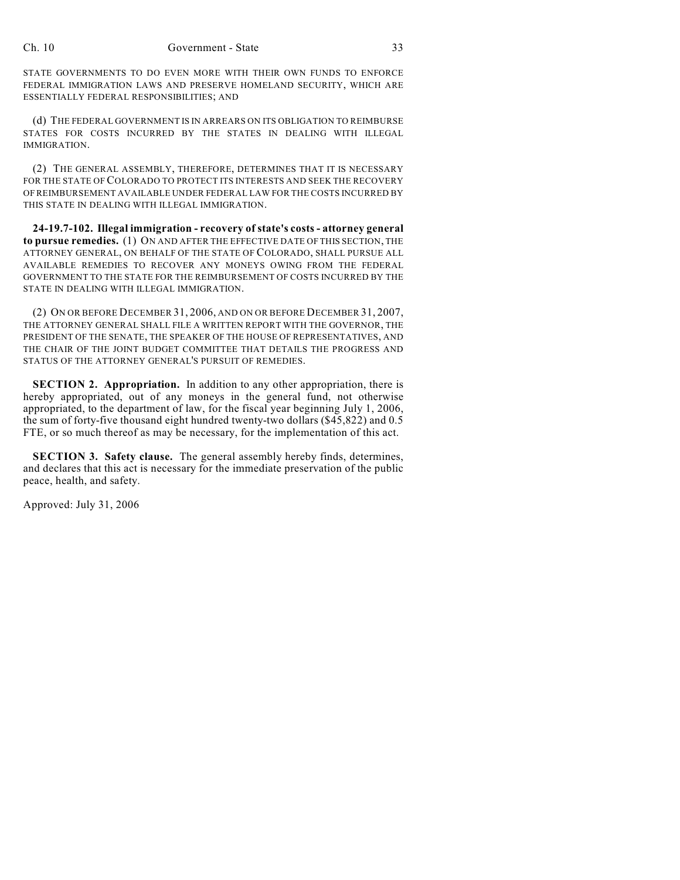STATE GOVERNMENTS TO DO EVEN MORE WITH THEIR OWN FUNDS TO ENFORCE FEDERAL IMMIGRATION LAWS AND PRESERVE HOMELAND SECURITY, WHICH ARE ESSENTIALLY FEDERAL RESPONSIBILITIES; AND

(d) THE FEDERAL GOVERNMENT IS IN ARREARS ON ITS OBLIGATION TO REIMBURSE STATES FOR COSTS INCURRED BY THE STATES IN DEALING WITH ILLEGAL IMMIGRATION.

(2) THE GENERAL ASSEMBLY, THEREFORE, DETERMINES THAT IT IS NECESSARY FOR THE STATE OF COLORADO TO PROTECT ITS INTERESTS AND SEEK THE RECOVERY OF REIMBURSEMENT AVAILABLE UNDER FEDERAL LAW FOR THE COSTS INCURRED BY THIS STATE IN DEALING WITH ILLEGAL IMMIGRATION.

**24-19.7-102. Illegal immigration - recovery of state's costs - attorney general to pursue remedies.** (1) ON AND AFTER THE EFFECTIVE DATE OF THIS SECTION, THE ATTORNEY GENERAL, ON BEHALF OF THE STATE OF COLORADO, SHALL PURSUE ALL AVAILABLE REMEDIES TO RECOVER ANY MONEYS OWING FROM THE FEDERAL GOVERNMENT TO THE STATE FOR THE REIMBURSEMENT OF COSTS INCURRED BY THE STATE IN DEALING WITH ILLEGAL IMMIGRATION.

(2) ON OR BEFORE DECEMBER 31, 2006, AND ON OR BEFORE DECEMBER 31, 2007, THE ATTORNEY GENERAL SHALL FILE A WRITTEN REPORT WITH THE GOVERNOR, THE PRESIDENT OF THE SENATE, THE SPEAKER OF THE HOUSE OF REPRESENTATIVES, AND THE CHAIR OF THE JOINT BUDGET COMMITTEE THAT DETAILS THE PROGRESS AND STATUS OF THE ATTORNEY GENERAL'S PURSUIT OF REMEDIES.

**SECTION 2. Appropriation.** In addition to any other appropriation, there is hereby appropriated, out of any moneys in the general fund, not otherwise appropriated, to the department of law, for the fiscal year beginning July 1, 2006, the sum of forty-five thousand eight hundred twenty-two dollars ($45,822) and 0.5 FTE, or so much thereof as may be necessary, for the implementation of this act.

**SECTION 3. Safety clause.** The general assembly hereby finds, determines, and declares that this act is necessary for the immediate preservation of the public peace, health, and safety.

Approved: July 31, 2006